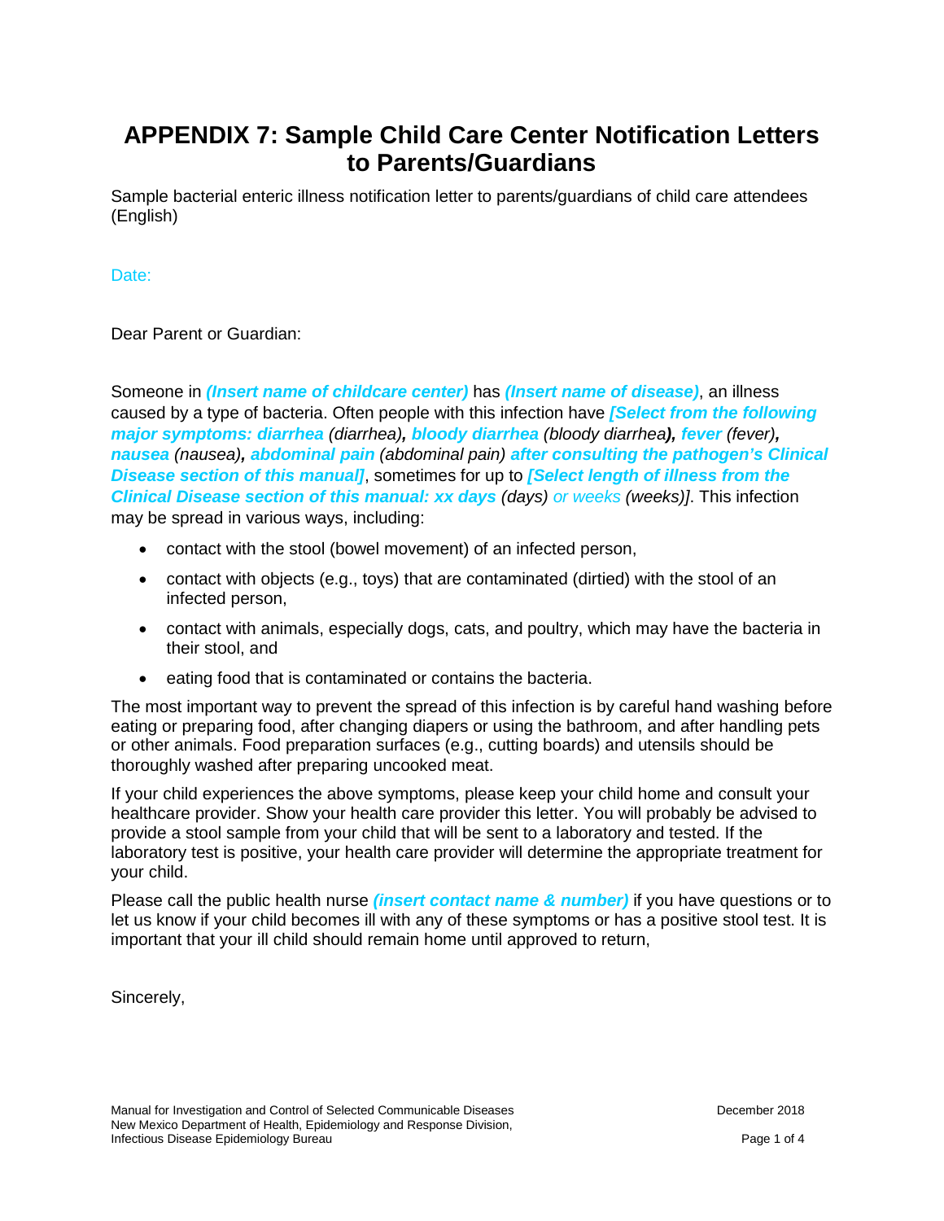# APPENDIX 7: Sample Child Care Center Notification Letters to Parents/Guardians

Sample bacterial enteric illness notification letter to parents/guardians of child care attendees (English)

Date:

Dear Parent or Guardian:

Someone in ***(Insert name of childcare center)*** has ***(Insert name of disease)***, an illness caused by a type of bacteria. Often people with this infection have ***[Select from the following major symptoms: diarrhea*** *(diarrhea)****,*** ***bloody diarrhea*** *(bloody diarrhea****)****,* ***fever*** *(fever)****,*** ***nausea*** *(nausea)****,*** ***abdominal pain*** *(abdominal pain)* ***after consulting the pathogen's Clinical Disease section of this manual]***, sometimes for up to ***[Select length of illness from the Clinical Disease section of this manual: xx days*** *(days)* *or weeks* *(weeks)]*. This infection may be spread in various ways, including:

- contact with the stool (bowel movement) of an infected person,
- contact with objects (e.g., toys) that are contaminated (dirtied) with the stool of an infected person,
- contact with animals, especially dogs, cats, and poultry, which may have the bacteria in their stool, and
- eating food that is contaminated or contains the bacteria.

The most important way to prevent the spread of this infection is by careful hand washing before eating or preparing food, after changing diapers or using the bathroom, and after handling pets or other animals. Food preparation surfaces (e.g., cutting boards) and utensils should be thoroughly washed after preparing uncooked meat.

If your child experiences the above symptoms, please keep your child home and consult your healthcare provider. Show your health care provider this letter. You will probably be advised to provide a stool sample from your child that will be sent to a laboratory and tested. If the laboratory test is positive, your health care provider will determine the appropriate treatment for your child.

Please call the public health nurse ***(insert contact name & number)*** if you have questions or to let us know if your child becomes ill with any of these symptoms or has a positive stool test. It is important that your ill child should remain home until approved to return,

Sincerely,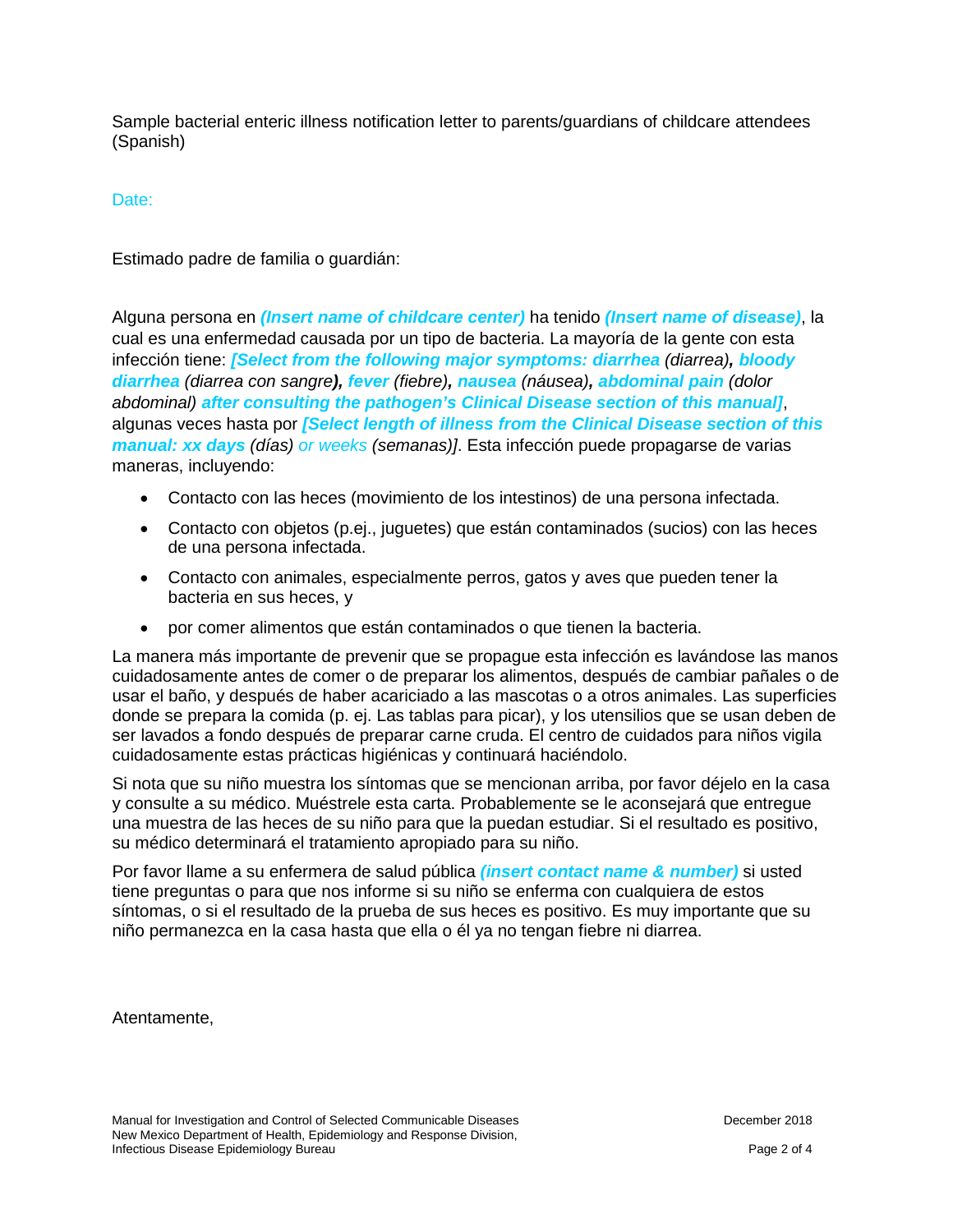Sample bacterial enteric illness notification letter to parents/guardians of childcare attendees (Spanish)

Date:

Estimado padre de familia o guardián:

Alguna persona en ***(Insert name of childcare center)*** ha tenido ***(Insert name of disease)***, la cual es una enfermedad causada por un tipo de bacteria. La mayoría de la gente con esta infección tiene: ***[Select from the following major symptoms: diarrhea*** *(diarrea)**,*** ***bloody diarrhea*** *(diarrea con sangre**),*** ***fever*** *(fiebre)**,*** ***nausea*** *(náusea)**,*** ***abdominal pain*** *(dolor abdominal)* ***after consulting the pathogen's Clinical Disease section of this manual]***, algunas veces hasta por ***[Select length of illness from the Clinical Disease section of this manual: xx days*** *(días)* *or weeks* *(semanas)]*. Esta infección puede propagarse de varias maneras, incluyendo:

- Contacto con las heces (movimiento de los intestinos) de una persona infectada.
- Contacto con objetos (p.ej., juguetes) que están contaminados (sucios) con las heces de una persona infectada.
- Contacto con animales, especialmente perros, gatos y aves que pueden tener la bacteria en sus heces, y
- por comer alimentos que están contaminados o que tienen la bacteria.

La manera más importante de prevenir que se propague esta infección es lavándose las manos cuidadosamente antes de comer o de preparar los alimentos, después de cambiar pañales o de usar el baño, y después de haber acariciado a las mascotas o a otros animales. Las superficies donde se prepara la comida (p. ej. Las tablas para picar), y los utensilios que se usan deben de ser lavados a fondo después de preparar carne cruda. El centro de cuidados para niños vigila cuidadosamente estas prácticas higiénicas y continuará haciéndolo.

Si nota que su niño muestra los síntomas que se mencionan arriba, por favor déjelo en la casa y consulte a su médico. Muéstrele esta carta. Probablemente se le aconsejará que entregue una muestra de las heces de su niño para que la puedan estudiar. Si el resultado es positivo, su médico determinará el tratamiento apropiado para su niño.

Por favor llame a su enfermera de salud pública ***(insert contact name & number)*** si usted tiene preguntas o para que nos informe si su niño se enferma con cualquiera de estos síntomas, o si el resultado de la prueba de sus heces es positivo. Es muy importante que su niño permanezca en la casa hasta que ella o él ya no tengan fiebre ni diarrea.

Atentamente,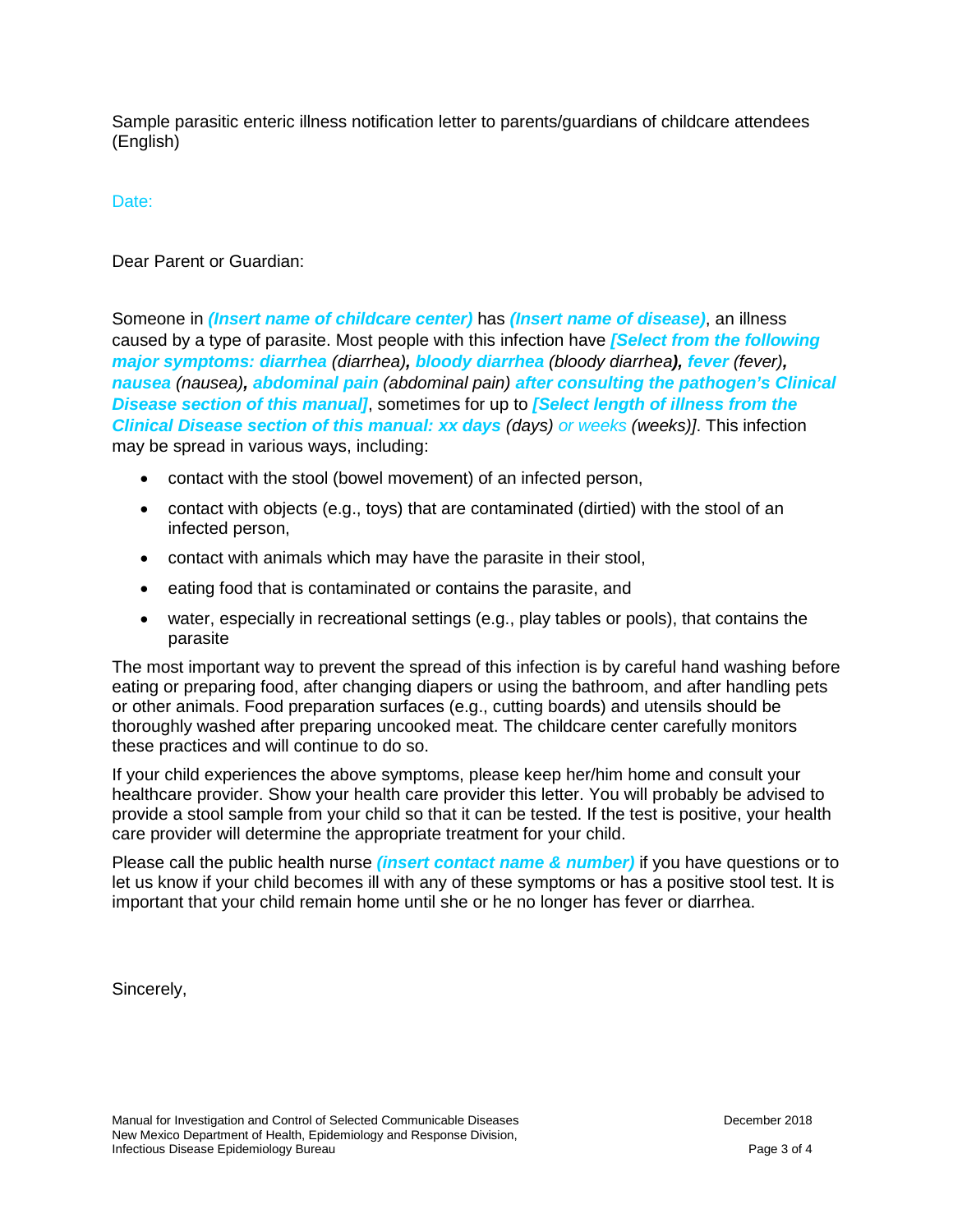Sample parasitic enteric illness notification letter to parents/guardians of childcare attendees (English)

Date:

Dear Parent or Guardian:

Someone in ***(Insert name of childcare center)*** has ***(Insert name of disease)***, an illness caused by a type of parasite. Most people with this infection have ***[Select from the following major symptoms: diarrhea*** *(diarrhea)****,*** ***bloody diarrhea*** *(bloody diarrhea****),*** ***fever*** *(fever)****,*** ***nausea*** *(nausea)****,*** ***abdominal pain*** *(abdominal pain)* ***after consulting the pathogen's Clinical Disease section of this manual]***, sometimes for up to ***[Select length of illness from the Clinical Disease section of this manual: xx days*** *(days)* *or weeks* *(weeks)]*. This infection may be spread in various ways, including:

- contact with the stool (bowel movement) of an infected person,
- contact with objects (e.g., toys) that are contaminated (dirtied) with the stool of an infected person,
- contact with animals which may have the parasite in their stool,
- eating food that is contaminated or contains the parasite, and
- water, especially in recreational settings (e.g., play tables or pools), that contains the parasite

The most important way to prevent the spread of this infection is by careful hand washing before eating or preparing food, after changing diapers or using the bathroom, and after handling pets or other animals. Food preparation surfaces (e.g., cutting boards) and utensils should be thoroughly washed after preparing uncooked meat. The childcare center carefully monitors these practices and will continue to do so.

If your child experiences the above symptoms, please keep her/him home and consult your healthcare provider. Show your health care provider this letter. You will probably be advised to provide a stool sample from your child so that it can be tested. If the test is positive, your health care provider will determine the appropriate treatment for your child.

Please call the public health nurse ***(insert contact name & number)*** if you have questions or to let us know if your child becomes ill with any of these symptoms or has a positive stool test. It is important that your child remain home until she or he no longer has fever or diarrhea.

Sincerely,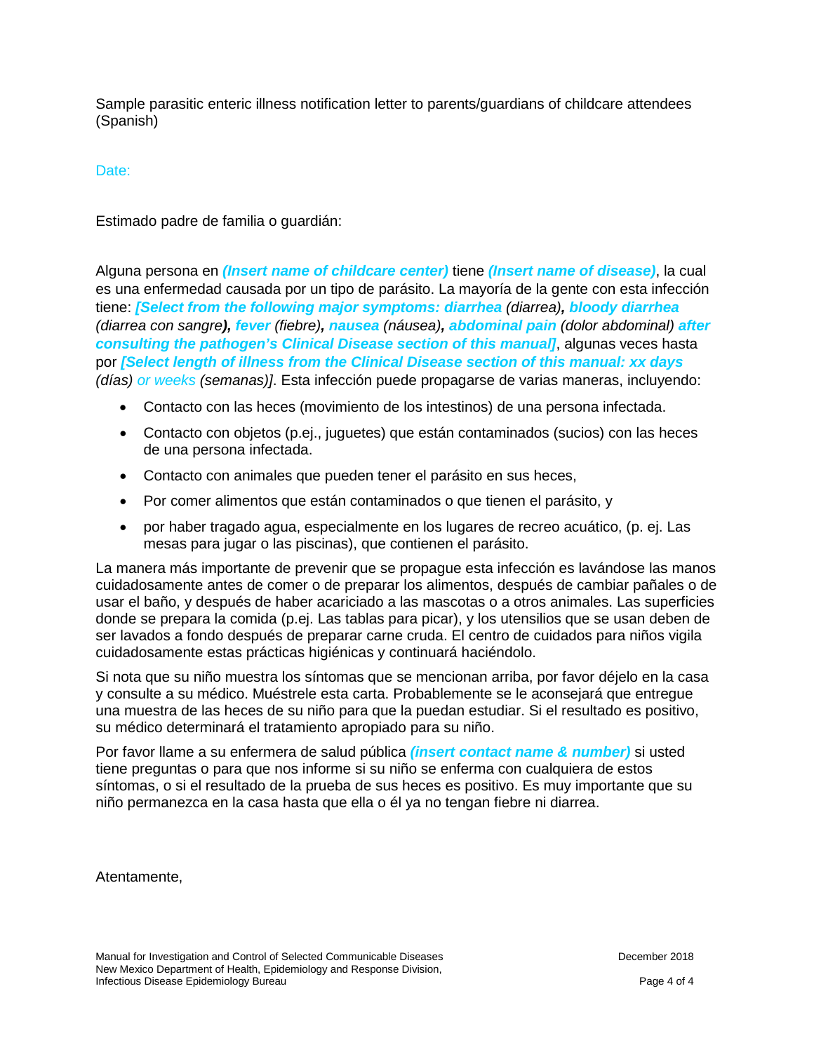Sample parasitic enteric illness notification letter to parents/guardians of childcare attendees (Spanish)

Date:

Estimado padre de familia o guardián:

Alguna persona en ***(Insert name of childcare center)*** tiene ***(Insert name of disease)***, la cual es una enfermedad causada por un tipo de parásito. La mayoría de la gente con esta infección tiene: ***[Select from the following major symptoms: diarrhea** (diarrea)**,** **bloody diarrhea** (diarrea con sangre)**,** **fever** (fiebre)**,** **nausea** (náusea)**,** **abdominal pain** (dolor abdominal) **after consulting the pathogen's Clinical Disease section of this manual]***, algunas veces hasta por ***[Select length of illness from the Clinical Disease section of this manual: xx days** (días) or weeks (semanas)]*. Esta infección puede propagarse de varias maneras, incluyendo:

- Contacto con las heces (movimiento de los intestinos) de una persona infectada.
- Contacto con objetos (p.ej., juguetes) que están contaminados (sucios) con las heces de una persona infectada.
- Contacto con animales que pueden tener el parásito en sus heces,
- Por comer alimentos que están contaminados o que tienen el parásito, y
- por haber tragado agua, especialmente en los lugares de recreo acuático, (p. ej. Las mesas para jugar o las piscinas), que contienen el parásito.

La manera más importante de prevenir que se propague esta infección es lavándose las manos cuidadosamente antes de comer o de preparar los alimentos, después de cambiar pañales o de usar el baño, y después de haber acariciado a las mascotas o a otros animales. Las superficies donde se prepara la comida (p.ej. Las tablas para picar), y los utensilios que se usan deben de ser lavados a fondo después de preparar carne cruda. El centro de cuidados para niños vigila cuidadosamente estas prácticas higiénicas y continuará haciéndolo.

Si nota que su niño muestra los síntomas que se mencionan arriba, por favor déjelo en la casa y consulte a su médico. Muéstrele esta carta. Probablemente se le aconsejará que entregue una muestra de las heces de su niño para que la puedan estudiar. Si el resultado es positivo, su médico determinará el tratamiento apropiado para su niño.

Por favor llame a su enfermera de salud pública ***(insert contact name & number)*** si usted tiene preguntas o para que nos informe si su niño se enferma con cualquiera de estos síntomas, o si el resultado de la prueba de sus heces es positivo. Es muy importante que su niño permanezca en la casa hasta que ella o él ya no tengan fiebre ni diarrea.

Atentamente,

Manual for Investigation and Control of Selected Communicable Diseases
New Mexico Department of Health, Epidemiology and Response Division,
Infectious Disease Epidemiology Bureau

December 2018